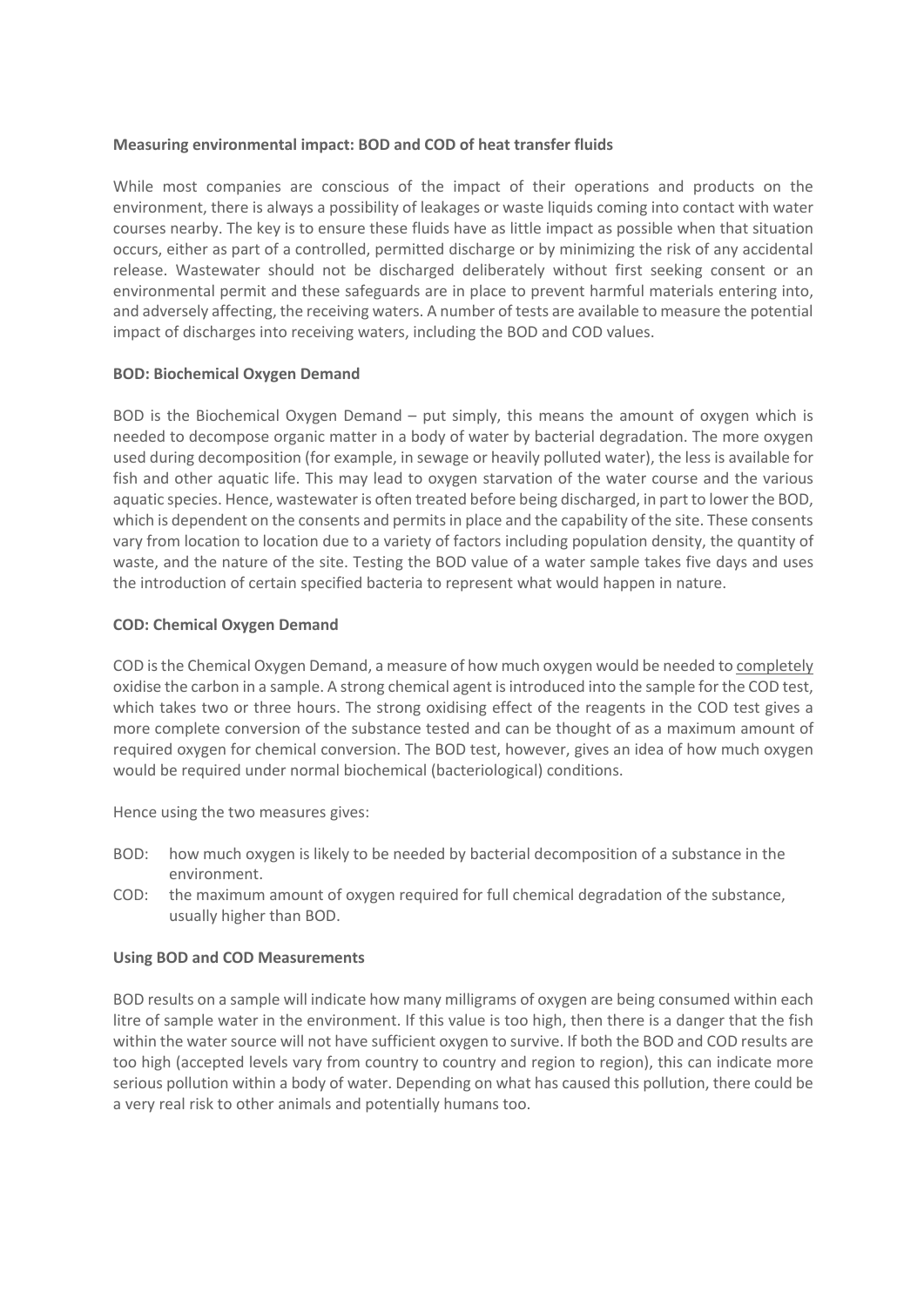**Measuring environmental impact: BOD and COD of heat transfer fluids**

While most companies are conscious of the impact of their operations and products on the environment, there is always a possibility of leakages or waste liquids coming into contact with water courses nearby. The key is to ensure these fluids have as little impact as possible when that situation occurs, either as part of a controlled, permitted discharge or by minimizing the risk of any accidental release. Wastewater should not be discharged deliberately without first seeking consent or an environmental permit and these safeguards are in place to prevent harmful materials entering into, and adversely affecting, the receiving waters. A number of tests are available to measure the potential impact of discharges into receiving waters, including the BOD and COD values.

**BOD: Biochemical Oxygen Demand**

BOD is the Biochemical Oxygen Demand – put simply, this means the amount of oxygen which is needed to decompose organic matter in a body of water by bacterial degradation. The more oxygen used during decomposition (for example, in sewage or heavily polluted water), the less is available for fish and other aquatic life. This may lead to oxygen starvation of the water course and the various aquatic species. Hence, wastewater is often treated before being discharged, in part to lower the BOD, which is dependent on the consents and permits in place and the capability of the site. These consents vary from location to location due to a variety of factors including population density, the quantity of waste, and the nature of the site. Testing the BOD value of a water sample takes five days and uses the introduction of certain specified bacteria to represent what would happen in nature.

**COD: Chemical Oxygen Demand**

COD is the Chemical Oxygen Demand, a measure of how much oxygen would be needed to <u>completely</u> oxidise the carbon in a sample. A strong chemical agent is introduced into the sample for the COD test, which takes two or three hours. The strong oxidising effect of the reagents in the COD test gives a more complete conversion of the substance tested and can be thought of as a maximum amount of required oxygen for chemical conversion. The BOD test, however, gives an idea of how much oxygen would be required under normal biochemical (bacteriological) conditions.

Hence using the two measures gives:

- BOD: how much oxygen is likely to be needed by bacterial decomposition of a substance in the environment.
- COD: the maximum amount of oxygen required for full chemical degradation of the substance, usually higher than BOD.

**Using BOD and COD Measurements**

BOD results on a sample will indicate how many milligrams of oxygen are being consumed within each litre of sample water in the environment. If this value is too high, then there is a danger that the fish within the water source will not have sufficient oxygen to survive. If both the BOD and COD results are too high (accepted levels vary from country to country and region to region), this can indicate more serious pollution within a body of water. Depending on what has caused this pollution, there could be a very real risk to other animals and potentially humans too.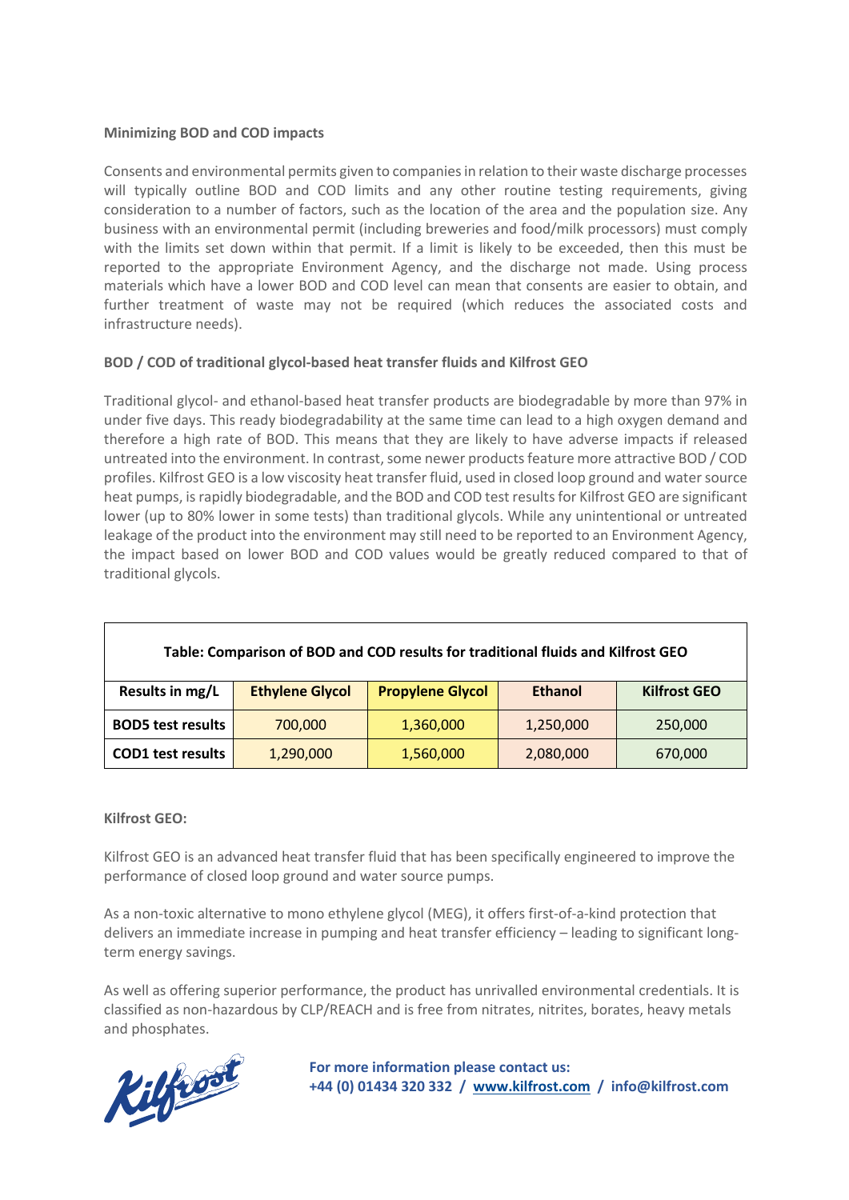**Minimizing BOD and COD impacts**

Consents and environmental permits given to companies in relation to their waste discharge processes will typically outline BOD and COD limits and any other routine testing requirements, giving consideration to a number of factors, such as the location of the area and the population size. Any business with an environmental permit (including breweries and food/milk processors) must comply with the limits set down within that permit. If a limit is likely to be exceeded, then this must be reported to the appropriate Environment Agency, and the discharge not made. Using process materials which have a lower BOD and COD level can mean that consents are easier to obtain, and further treatment of waste may not be required (which reduces the associated costs and infrastructure needs).

**BOD / COD of traditional glycol-based heat transfer fluids and Kilfrost GEO**

Traditional glycol- and ethanol-based heat transfer products are biodegradable by more than 97% in under five days. This ready biodegradability at the same time can lead to a high oxygen demand and therefore a high rate of BOD. This means that they are likely to have adverse impacts if released untreated into the environment. In contrast, some newer products feature more attractive BOD / COD profiles. Kilfrost GEO is a low viscosity heat transfer fluid, used in closed loop ground and water source heat pumps, is rapidly biodegradable, and the BOD and COD test results for Kilfrost GEO are significant lower (up to 80% lower in some tests) than traditional glycols. While any unintentional or untreated leakage of the product into the environment may still need to be reported to an Environment Agency, the impact based on lower BOD and COD values would be greatly reduced compared to that of traditional glycols.

**Table: Comparison of BOD and COD results for traditional fluids and Kilfrost GEO**

| Results in mg/L | Ethylene Glycol | Propylene Glycol | Ethanol | Kilfrost GEO |
|---|---|---|---|---|
| BOD5 test results | 700,000 | 1,360,000 | 1,250,000 | 250,000 |
| COD1 test results | 1,290,000 | 1,560,000 | 2,080,000 | 670,000 |

**Kilfrost GEO:**

Kilfrost GEO is an advanced heat transfer fluid that has been specifically engineered to improve the performance of closed loop ground and water source pumps.

As a non-toxic alternative to mono ethylene glycol (MEG), it offers first-of-a-kind protection that delivers an immediate increase in pumping and heat transfer efficiency – leading to significant long-term energy savings.

As well as offering superior performance, the product has unrivalled environmental credentials. It is classified as non-hazardous by CLP/REACH and is free from nitrates, nitrites, borates, heavy metals and phosphates.

Kilfrost

**For more information please contact us:**
**+44 (0) 01434 320 332 / www.kilfrost.com / info@kilfrost.com**